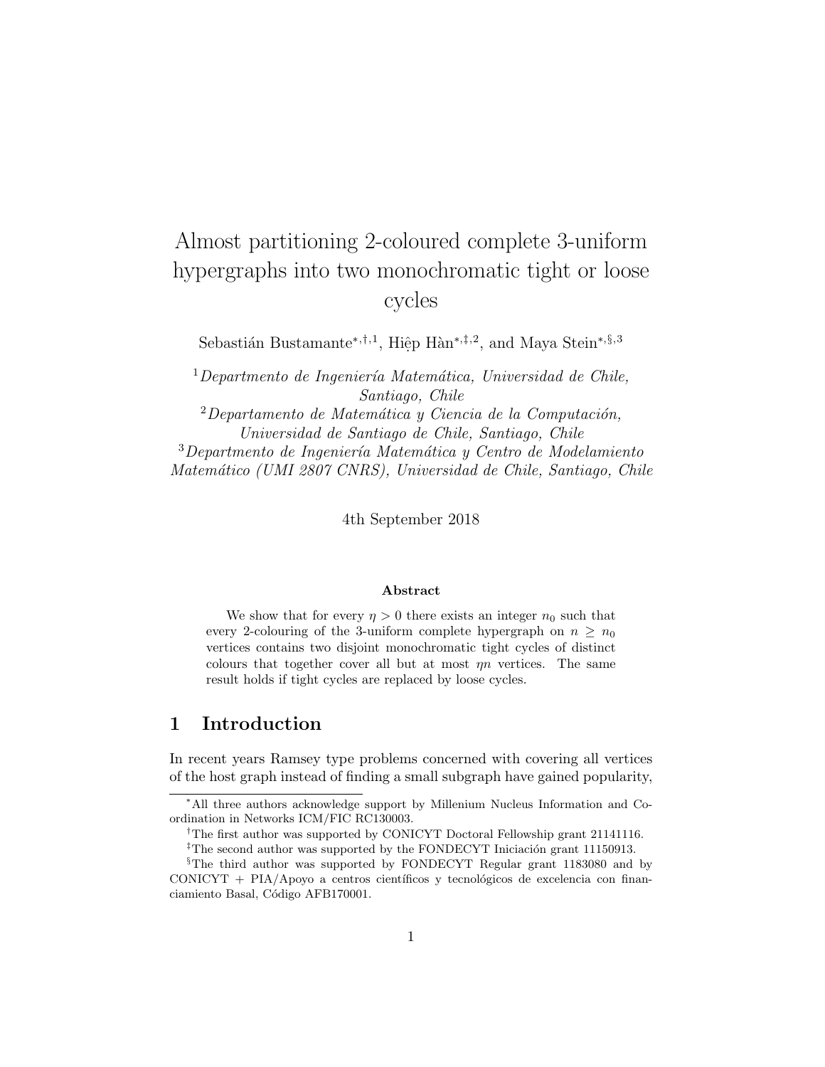# Almost partitioning 2-coloured complete 3-uniform hypergraphs into two monochromatic tight or loose cycles

Sebastián Bustamante[*,†,1], Hiệp Hàn[*,‡,2], and Maya Stein[*,§,3]

[1] *Departmento de Ingeniería Matemática, Universidad de Chile, Santiago, Chile*

[2] *Departamento de Matemática y Ciencia de la Computación, Universidad de Santiago de Chile, Santiago, Chile*

[3] *Departmento de Ingeniería Matemática y Centro de Modelamiento Matemático (UMI 2807 CNRS), Universidad de Chile, Santiago, Chile*

4th September 2018

**Abstract**

We show that for every $\eta > 0$ there exists an integer $n_0$ such that every 2-colouring of the 3-uniform complete hypergraph on $n \geq n_0$ vertices contains two disjoint monochromatic tight cycles of distinct colours that together cover all but at most $\eta n$ vertices. The same result holds if tight cycles are replaced by loose cycles.

## 1 Introduction

In recent years Ramsey type problems concerned with covering all vertices of the host graph instead of finding a small subgraph have gained popularity,

---

[*] All three authors acknowledge support by Millenium Nucleus Information and Coordination in Networks ICM/FIC RC130003.

[†] The first author was supported by CONICYT Doctoral Fellowship grant 21141116.

[‡] The second author was supported by the FONDECYT Iniciación grant 11150913.

[§] The third author was supported by FONDECYT Regular grant 1183080 and by CONICYT + PIA/Apoyo a centros científicos y tecnológicos de excelencia con financiamiento Basal, Código AFB170001.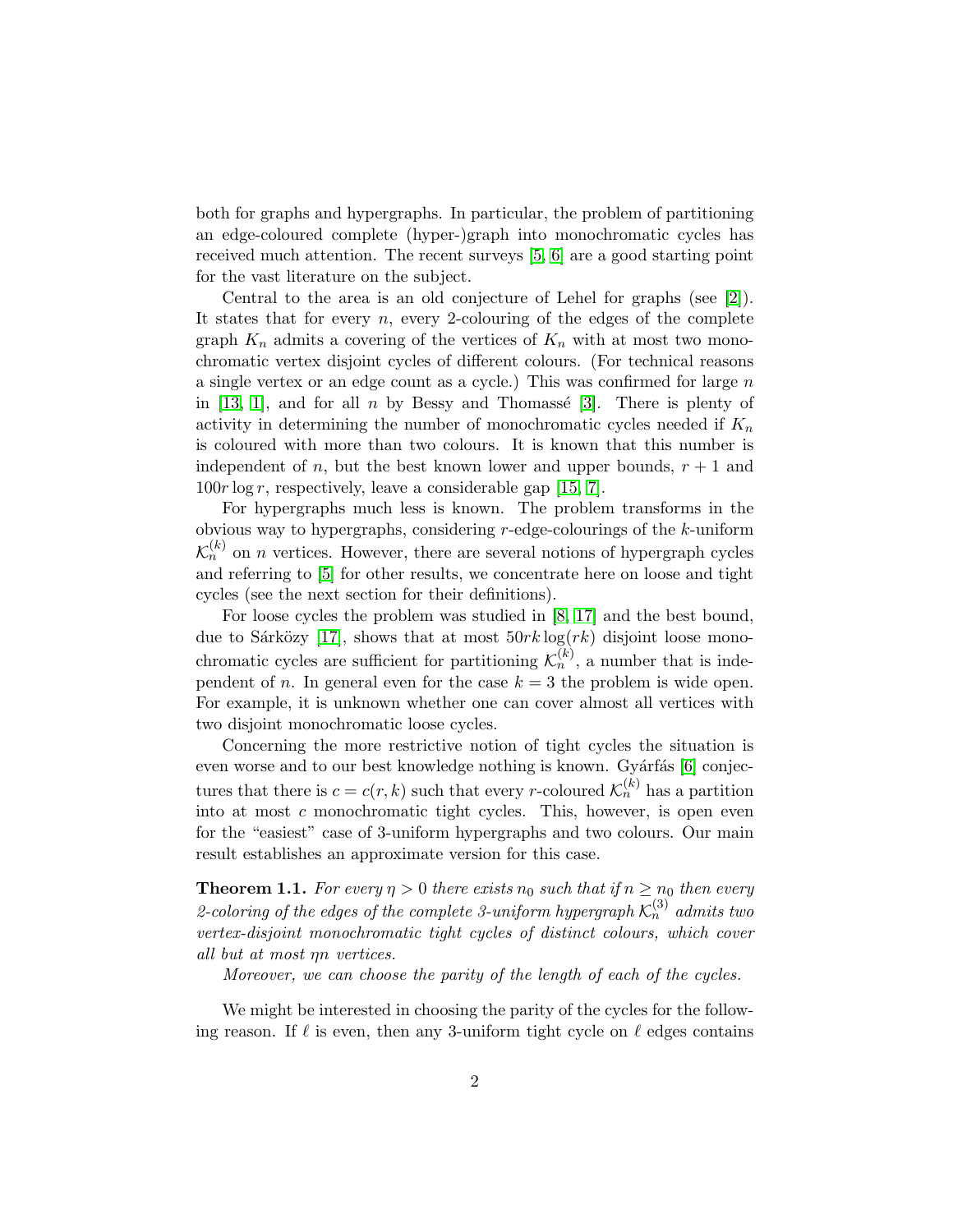both for graphs and hypergraphs. In particular, the problem of partitioning an edge-coloured complete (hyper-)graph into monochromatic cycles has received much attention. The recent surveys [5, 6] are a good starting point for the vast literature on the subject.

Central to the area is an old conjecture of Lehel for graphs (see [2]). It states that for every $n$, every 2-colouring of the edges of the complete graph $K_n$ admits a covering of the vertices of $K_n$ with at most two monochromatic vertex disjoint cycles of different colours. (For technical reasons a single vertex or an edge count as a cycle.) This was confirmed for large $n$ in [13, 1], and for all $n$ by Bessy and Thomassé [3]. There is plenty of activity in determining the number of monochromatic cycles needed if $K_n$ is coloured with more than two colours. It is known that this number is independent of $n$, but the best known lower and upper bounds, $r+1$ and $100r \log r$, respectively, leave a considerable gap [15, 7].

For hypergraphs much less is known. The problem transforms in the obvious way to hypergraphs, considering $r$-edge-colourings of the $k$-uniform $\mathcal{K}_n^{(k)}$ on $n$ vertices. However, there are several notions of hypergraph cycles and referring to [5] for other results, we concentrate here on loose and tight cycles (see the next section for their definitions).

For loose cycles the problem was studied in [8, 17] and the best bound, due to Sárközy [17], shows that at most $50rk \log(rk)$ disjoint loose monochromatic cycles are sufficient for partitioning $\mathcal{K}_n^{(k)}$, a number that is independent of $n$. In general even for the case $k = 3$ the problem is wide open. For example, it is unknown whether one can cover almost all vertices with two disjoint monochromatic loose cycles.

Concerning the more restrictive notion of tight cycles the situation is even worse and to our best knowledge nothing is known. Gyárfás [6] conjectures that there is $c = c(r, k)$ such that every $r$-coloured $\mathcal{K}_n^{(k)}$ has a partition into at most $c$ monochromatic tight cycles. This, however, is open even for the "easiest" case of 3-uniform hypergraphs and two colours. Our main result establishes an approximate version for this case.

**Theorem 1.1.** *For every $\eta > 0$ there exists $n_0$ such that if $n \geq n_0$ then every 2-coloring of the edges of the complete 3-uniform hypergraph $\mathcal{K}_n^{(3)}$ admits two vertex-disjoint monochromatic tight cycles of distinct colours, which cover all but at most $\eta n$ vertices.*

*Moreover, we can choose the parity of the length of each of the cycles.*

We might be interested in choosing the parity of the cycles for the following reason. If $\ell$ is even, then any 3-uniform tight cycle on $\ell$ edges contains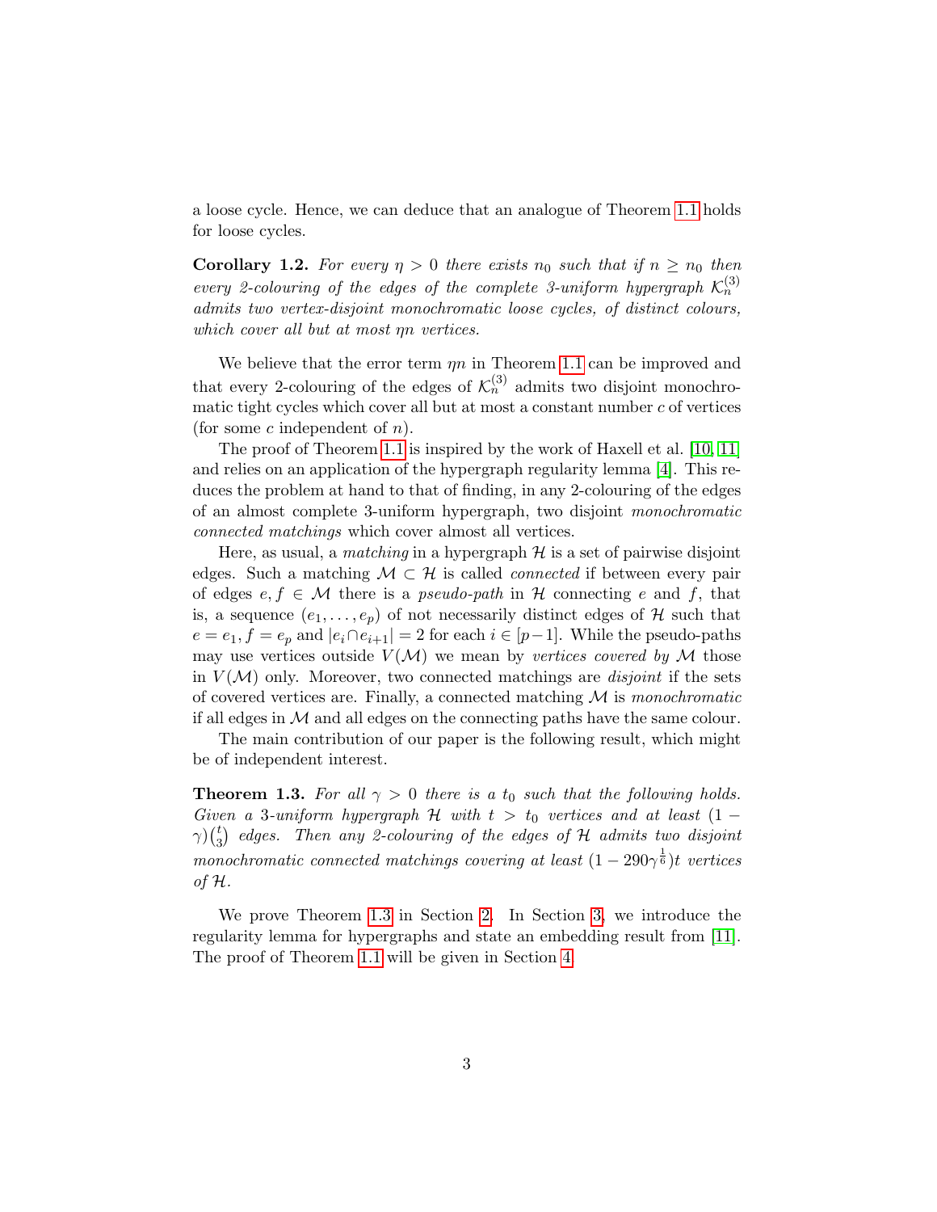a loose cycle. Hence, we can deduce that an analogue of Theorem 1.1 holds for loose cycles.

**Corollary 1.2.** *For every $\eta > 0$ there exists $n_0$ such that if $n \geq n_0$ then every 2-colouring of the edges of the complete 3-uniform hypergraph $\mathcal{K}_n^{(3)}$ admits two vertex-disjoint monochromatic loose cycles, of distinct colours, which cover all but at most $\eta n$ vertices.*

We believe that the error term $\eta n$ in Theorem 1.1 can be improved and that every 2-colouring of the edges of $\mathcal{K}_n^{(3)}$ admits two disjoint monochromatic tight cycles which cover all but at most a constant number $c$ of vertices (for some $c$ independent of $n$).

The proof of Theorem 1.1 is inspired by the work of Haxell et al. [10, 11] and relies on an application of the hypergraph regularity lemma [4]. This reduces the problem at hand to that of finding, in any 2-colouring of the edges of an almost complete 3-uniform hypergraph, two disjoint *monochromatic connected matchings* which cover almost all vertices.

Here, as usual, a *matching* in a hypergraph $\mathcal{H}$ is a set of pairwise disjoint edges. Such a matching $\mathcal{M} \subset \mathcal{H}$ is called *connected* if between every pair of edges $e, f \in \mathcal{M}$ there is a *pseudo-path* in $\mathcal{H}$ connecting $e$ and $f$, that is, a sequence $(e_1, \ldots, e_p)$ of not necessarily distinct edges of $\mathcal{H}$ such that $e = e_1, f = e_p$ and $|e_i \cap e_{i+1}| = 2$ for each $i \in [p-1]$. While the pseudo-paths may use vertices outside $V(\mathcal{M})$ we mean by *vertices covered by* $\mathcal{M}$ those in $V(\mathcal{M})$ only. Moreover, two connected matchings are *disjoint* if the sets of covered vertices are. Finally, a connected matching $\mathcal{M}$ is *monochromatic* if all edges in $\mathcal{M}$ and all edges on the connecting paths have the same colour.

The main contribution of our paper is the following result, which might be of independent interest.

**Theorem 1.3.** *For all $\gamma > 0$ there is a $t_0$ such that the following holds. Given a 3-uniform hypergraph $\mathcal{H}$ with $t > t_0$ vertices and at least $(1-\gamma)\binom{t}{3}$ edges. Then any 2-colouring of the edges of $\mathcal{H}$ admits two disjoint monochromatic connected matchings covering at least $(1 - 290\gamma^{\frac{1}{6}})t$ vertices of $\mathcal{H}$.*

We prove Theorem 1.3 in Section 2. In Section 3, we introduce the regularity lemma for hypergraphs and state an embedding result from [11]. The proof of Theorem 1.1 will be given in Section 4.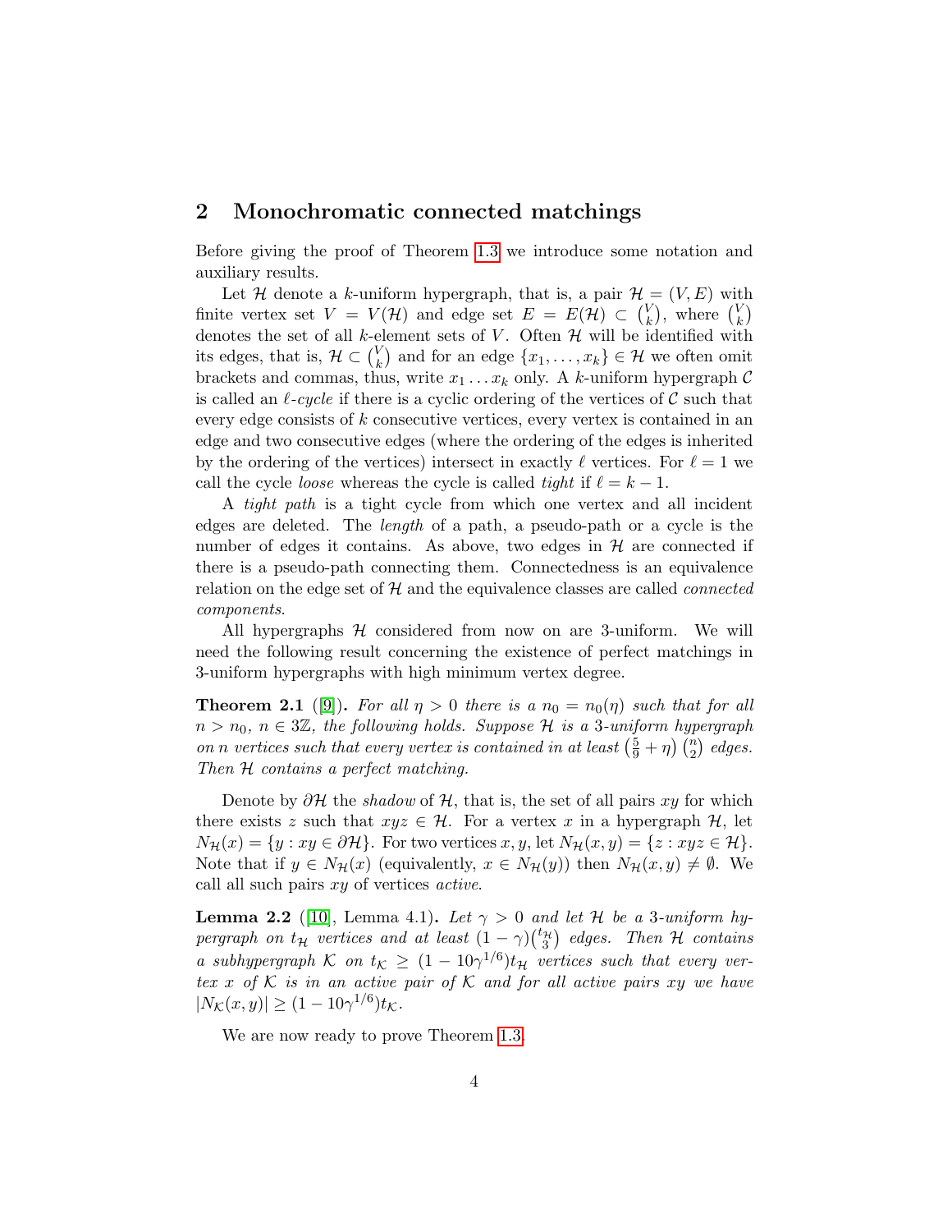## 2 Monochromatic connected matchings

Before giving the proof of Theorem 1.3 we introduce some notation and auxiliary results.

Let $\mathcal{H}$ denote a $k$-uniform hypergraph, that is, a pair $\mathcal{H} = (V, E)$ with finite vertex set $V = V(\mathcal{H})$ and edge set $E = E(\mathcal{H}) \subset \binom{V}{k}$, where $\binom{V}{k}$ denotes the set of all $k$-element sets of $V$. Often $\mathcal{H}$ will be identified with its edges, that is, $\mathcal{H} \subset \binom{V}{k}$ and for an edge $\{x_1, \ldots, x_k\} \in \mathcal{H}$ we often omit brackets and commas, thus, write $x_1 \ldots x_k$ only. A $k$-uniform hypergraph $\mathcal{C}$ is called an *$\ell$-cycle* if there is a cyclic ordering of the vertices of $\mathcal{C}$ such that every edge consists of $k$ consecutive vertices, every vertex is contained in an edge and two consecutive edges (where the ordering of the edges is inherited by the ordering of the vertices) intersect in exactly $\ell$ vertices. For $\ell = 1$ we call the cycle *loose* whereas the cycle is called *tight* if $\ell = k - 1$.

A *tight path* is a tight cycle from which one vertex and all incident edges are deleted. The *length* of a path, a pseudo-path or a cycle is the number of edges it contains. As above, two edges in $\mathcal{H}$ are connected if there is a pseudo-path connecting them. Connectedness is an equivalence relation on the edge set of $\mathcal{H}$ and the equivalence classes are called *connected components*.

All hypergraphs $\mathcal{H}$ considered from now on are 3-uniform. We will need the following result concerning the existence of perfect matchings in 3-uniform hypergraphs with high minimum vertex degree.

**Theorem 2.1** ([9])**.** *For all $\eta > 0$ there is a $n_0 = n_0(\eta)$ such that for all $n > n_0$, $n \in 3\mathbb{Z}$, the following holds. Suppose $\mathcal{H}$ is a 3-uniform hypergraph on $n$ vertices such that every vertex is contained in at least $\left(\frac{5}{9} + \eta\right)\binom{n}{2}$ edges. Then $\mathcal{H}$ contains a perfect matching.*

Denote by $\partial\mathcal{H}$ the *shadow* of $\mathcal{H}$, that is, the set of all pairs $xy$ for which there exists $z$ such that $xyz \in \mathcal{H}$. For a vertex $x$ in a hypergraph $\mathcal{H}$, let $N_{\mathcal{H}}(x) = \{y : xy \in \partial\mathcal{H}\}$. For two vertices $x, y$, let $N_{\mathcal{H}}(x, y) = \{z : xyz \in \mathcal{H}\}$. Note that if $y \in N_{\mathcal{H}}(x)$ (equivalently, $x \in N_{\mathcal{H}}(y)$) then $N_{\mathcal{H}}(x, y) \neq \emptyset$. We call all such pairs $xy$ of vertices *active*.

**Lemma 2.2** ([10], Lemma 4.1)**.** *Let $\gamma > 0$ and let $\mathcal{H}$ be a 3-uniform hypergraph on $t_{\mathcal{H}}$ vertices and at least $(1-\gamma)\binom{t_{\mathcal{H}}}{3}$ edges. Then $\mathcal{H}$ contains a subhypergraph $\mathcal{K}$ on $t_{\mathcal{K}} \geq (1 - 10\gamma^{1/6})t_{\mathcal{H}}$ vertices such that every vertex $x$ of $\mathcal{K}$ is in an active pair of $\mathcal{K}$ and for all active pairs $xy$ we have $|N_{\mathcal{K}}(x, y)| \geq (1 - 10\gamma^{1/6})t_{\mathcal{K}}$.*

We are now ready to prove Theorem 1.3.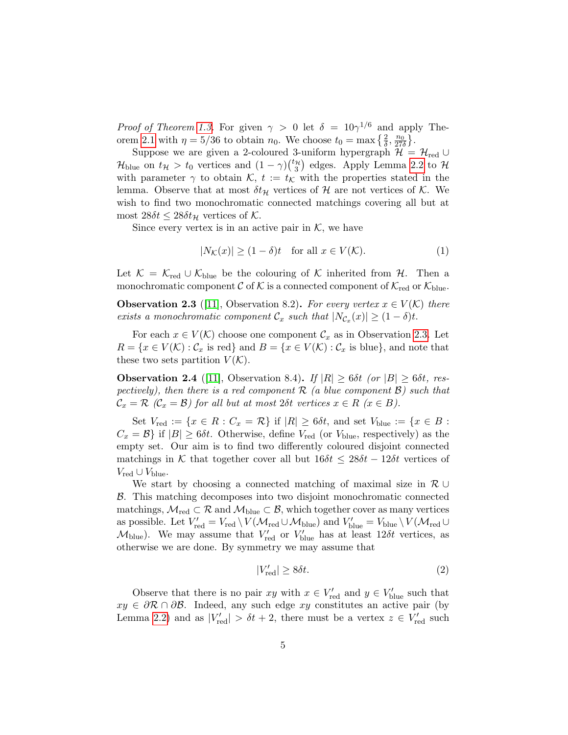*Proof of Theorem 1.3.* For given $\gamma > 0$ let $\delta = 10\gamma^{1/6}$ and apply Theorem 2.1 with $\eta = 5/36$ to obtain $n_0$. We choose $t_0 = \max\left\{\frac{2}{\delta}, \frac{n_0}{27\delta}\right\}$.

Suppose we are given a 2-coloured 3-uniform hypergraph $\mathcal{H} = \mathcal{H}_{\text{red}} \cup \mathcal{H}_{\text{blue}}$ on $t_{\mathcal{H}} > t_0$ vertices and $(1-\gamma)\binom{t_{\mathcal{H}}}{3}$ edges. Apply Lemma 2.2 to $\mathcal{H}$ with parameter $\gamma$ to obtain $\mathcal{K}$, $t := t_{\mathcal{K}}$ with the properties stated in the lemma. Observe that at most $\delta t_{\mathcal{H}}$ vertices of $\mathcal{H}$ are not vertices of $\mathcal{K}$. We wish to find two monochromatic connected matchings covering all but at most $28\delta t \leq 28\delta t_{\mathcal{H}}$ vertices of $\mathcal{K}$.

Since every vertex is in an active pair in $\mathcal{K}$, we have

$$|N_{\mathcal{K}}(x)| \geq (1-\delta)t \quad \text{for all } x \in V(\mathcal{K}). \tag{1}$$

Let $\mathcal{K} = \mathcal{K}_{\text{red}} \cup \mathcal{K}_{\text{blue}}$ be the colouring of $\mathcal{K}$ inherited from $\mathcal{H}$. Then a monochromatic component $\mathcal{C}$ of $\mathcal{K}$ is a connected component of $\mathcal{K}_{\text{red}}$ or $\mathcal{K}_{\text{blue}}$.

**Observation 2.3** ([11], Observation 8.2)**.** *For every vertex $x \in V(\mathcal{K})$ there exists a monochromatic component $\mathcal{C}_x$ such that $|N_{\mathcal{C}_x}(x)| \geq (1-\delta)t$.*

For each $x \in V(\mathcal{K})$ choose one component $\mathcal{C}_x$ as in Observation 2.3. Let $R = \{x \in V(\mathcal{K}) : \mathcal{C}_x \text{ is red}\}$ and $B = \{x \in V(\mathcal{K}) : \mathcal{C}_x \text{ is blue}\}$, and note that these two sets partition $V(\mathcal{K})$.

**Observation 2.4** ([11], Observation 8.4)**.** *If $|R| \geq 6\delta t$ (or $|B| \geq 6\delta t$, respectively), then there is a red component $\mathcal{R}$ (a blue component $\mathcal{B}$) such that $\mathcal{C}_x = \mathcal{R}$ ($\mathcal{C}_x = \mathcal{B}$) for all but at most $2\delta t$ vertices $x \in R$ ($x \in B$).*

Set $V_{\text{red}} := \{x \in R : C_x = \mathcal{R}\}$ if $|R| \geq 6\delta t$, and set $V_{\text{blue}} := \{x \in B : C_x = \mathcal{B}\}$ if $|B| \geq 6\delta t$. Otherwise, define $V_{\text{red}}$ (or $V_{\text{blue}}$, respectively) as the empty set. Our aim is to find two differently coloured disjoint connected matchings in $\mathcal{K}$ that together cover all but $16\delta t \leq 28\delta t - 12\delta t$ vertices of $V_{\text{red}} \cup V_{\text{blue}}$.

We start by choosing a connected matching of maximal size in $\mathcal{R} \cup \mathcal{B}$. This matching decomposes into two disjoint monochromatic connected matchings, $\mathcal{M}_{\text{red}} \subset \mathcal{R}$ and $\mathcal{M}_{\text{blue}} \subset \mathcal{B}$, which together cover as many vertices as possible. Let $V'_{\text{red}} = V_{\text{red}} \setminus V(\mathcal{M}_{\text{red}} \cup \mathcal{M}_{\text{blue}})$ and $V'_{\text{blue}} = V_{\text{blue}} \setminus V(\mathcal{M}_{\text{red}} \cup \mathcal{M}_{\text{blue}})$. We may assume that $V'_{\text{red}}$ or $V'_{\text{blue}}$ has at least $12\delta t$ vertices, as otherwise we are done. By symmetry we may assume that

$$|V'_{\text{red}}| \geq 8\delta t. \tag{2}$$

Observe that there is no pair $xy$ with $x \in V'_{\text{red}}$ and $y \in V'_{\text{blue}}$ such that $xy \in \partial\mathcal{R} \cap \partial\mathcal{B}$. Indeed, any such edge $xy$ constitutes an active pair (by Lemma 2.2) and as $|V'_{\text{red}}| > \delta t + 2$, there must be a vertex $z \in V'_{\text{red}}$ such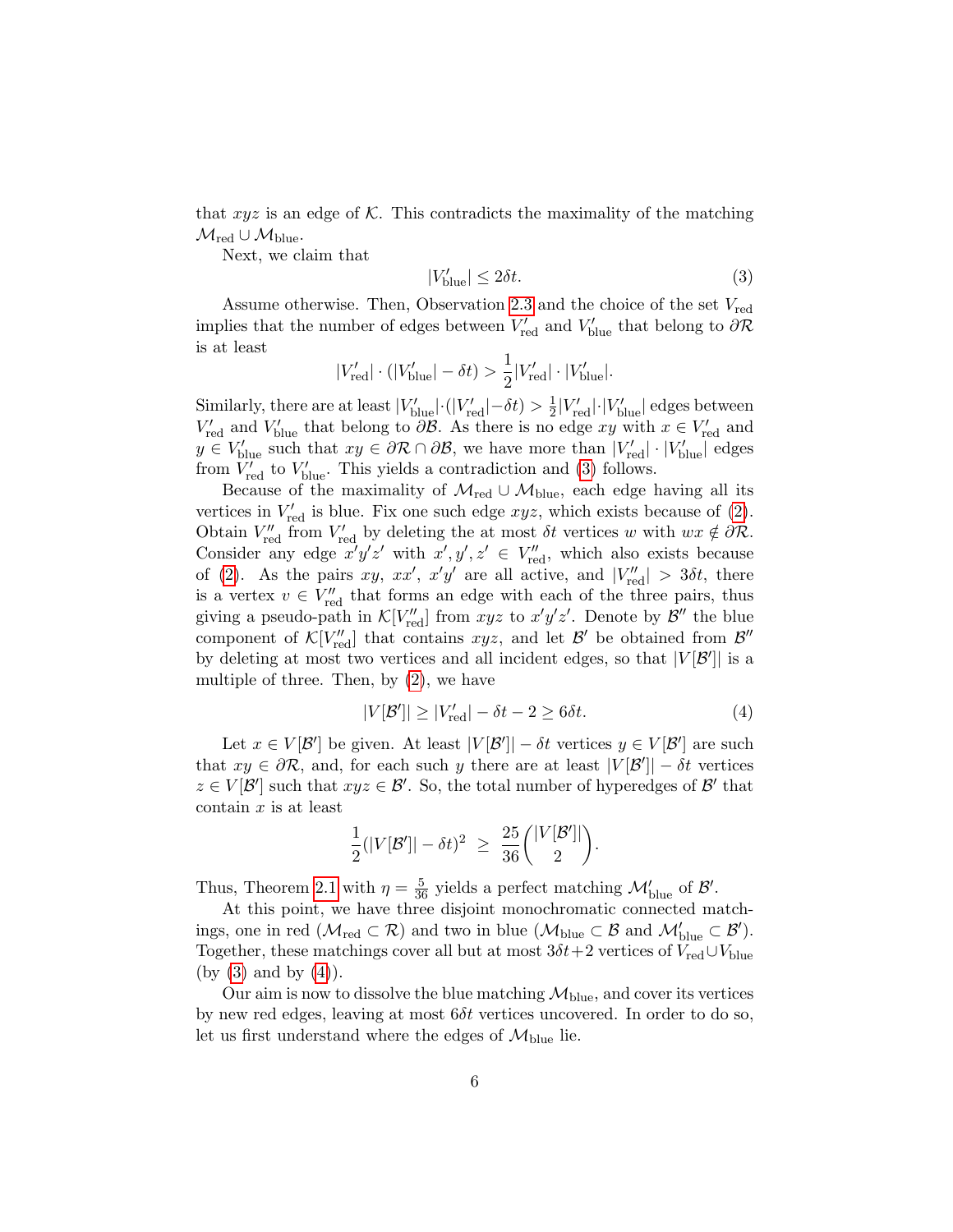that $xyz$ is an edge of $\mathcal{K}$. This contradicts the maximality of the matching $\mathcal{M}_{\text{red}} \cup \mathcal{M}_{\text{blue}}$.

Next, we claim that

$$|V'_{\text{blue}}| \leq 2\delta t. \tag{3}$$

Assume otherwise. Then, Observation 2.3 and the choice of the set $V_{\text{red}}$ implies that the number of edges between $V'_{\text{red}}$ and $V'_{\text{blue}}$ that belong to $\partial\mathcal{R}$ is at least

$$|V'_{\text{red}}| \cdot (|V'_{\text{blue}}| - \delta t) > \frac{1}{2}|V'_{\text{red}}| \cdot |V'_{\text{blue}}|.$$

Similarly, there are at least $|V'_{\text{blue}}|\cdot(|V'_{\text{red}}|-\delta t) > \frac{1}{2}|V'_{\text{red}}|\cdot|V'_{\text{blue}}|$ edges between $V'_{\text{red}}$ and $V'_{\text{blue}}$ that belong to $\partial\mathcal{B}$. As there is no edge $xy$ with $x \in V'_{\text{red}}$ and $y \in V'_{\text{blue}}$ such that $xy \in \partial\mathcal{R} \cap \partial\mathcal{B}$, we have more than $|V'_{\text{red}}| \cdot |V'_{\text{blue}}|$ edges from $V'_{\text{red}}$ to $V'_{\text{blue}}$. This yields a contradiction and (3) follows.

Because of the maximality of $\mathcal{M}_{\text{red}} \cup \mathcal{M}_{\text{blue}}$, each edge having all its vertices in $V'_{\text{red}}$ is blue. Fix one such edge $xyz$, which exists because of (2). Obtain $V''_{\text{red}}$ from $V'_{\text{red}}$ by deleting the at most $\delta t$ vertices $w$ with $wx \notin \partial\mathcal{R}$. Consider any edge $x'y'z'$ with $x', y', z' \in V''_{\text{red}}$, which also exists because of (2). As the pairs $xy$, $xx'$, $x'y'$ are all active, and $|V''_{\text{red}}| > 3\delta t$, there is a vertex $v \in V''_{\text{red}}$ that forms an edge with each of the three pairs, thus giving a pseudo-path in $\mathcal{K}[V''_{\text{red}}]$ from $xyz$ to $x'y'z'$. Denote by $\mathcal{B}''$ the blue component of $\mathcal{K}[V''_{\text{red}}]$ that contains $xyz$, and let $\mathcal{B}'$ be obtained from $\mathcal{B}''$ by deleting at most two vertices and all incident edges, so that $|V[\mathcal{B}']|$ is a multiple of three. Then, by (2), we have

$$|V[\mathcal{B}']| \geq |V'_{\text{red}}| - \delta t - 2 \geq 6\delta t. \tag{4}$$

Let $x \in V[\mathcal{B}']$ be given. At least $|V[\mathcal{B}']| - \delta t$ vertices $y \in V[\mathcal{B}']$ are such that $xy \in \partial\mathcal{R}$, and, for each such $y$ there are at least $|V[\mathcal{B}']| - \delta t$ vertices $z \in V[\mathcal{B}']$ such that $xyz \in \mathcal{B}'$. So, the total number of hyperedges of $\mathcal{B}'$ that contain $x$ is at least

$$\frac{1}{2}(|V[\mathcal{B}']| - \delta t)^2 \;\geq\; \frac{25}{36}\binom{|V[\mathcal{B}']|}{2}.$$

Thus, Theorem 2.1 with $\eta = \frac{5}{36}$ yields a perfect matching $\mathcal{M}'_{\text{blue}}$ of $\mathcal{B}'$.

At this point, we have three disjoint monochromatic connected matchings, one in red ($\mathcal{M}_{\text{red}} \subset \mathcal{R}$) and two in blue ($\mathcal{M}_{\text{blue}} \subset \mathcal{B}$ and $\mathcal{M}'_{\text{blue}} \subset \mathcal{B}'$). Together, these matchings cover all but at most $3\delta t + 2$ vertices of $V_{\text{red}} \cup V_{\text{blue}}$ (by (3) and by (4)).

Our aim is now to dissolve the blue matching $\mathcal{M}_{\text{blue}}$, and cover its vertices by new red edges, leaving at most $6\delta t$ vertices uncovered. In order to do so, let us first understand where the edges of $\mathcal{M}_{\text{blue}}$ lie.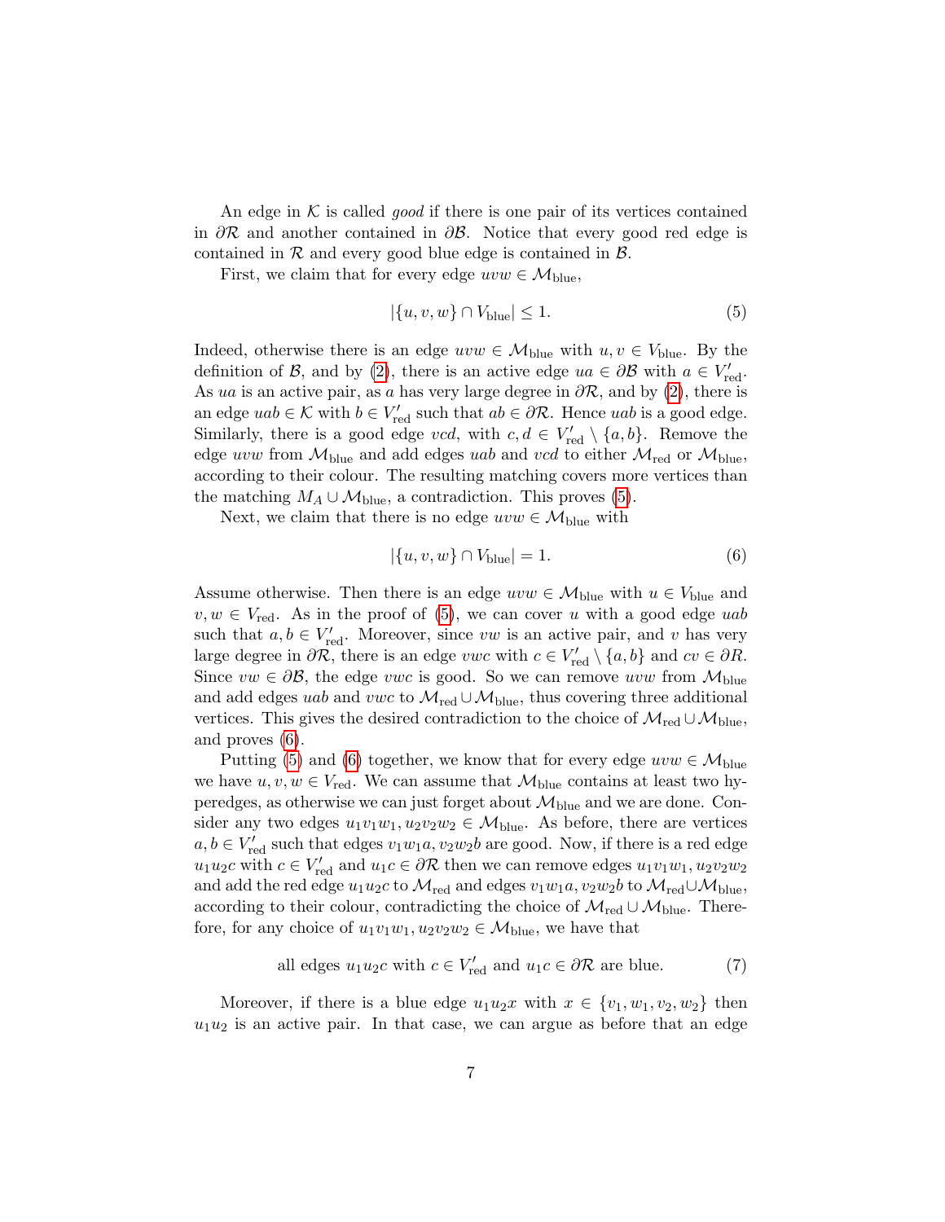An edge in $\mathcal{K}$ is called *good* if there is one pair of its vertices contained in $\partial\mathcal{R}$ and another contained in $\partial\mathcal{B}$. Notice that every good red edge is contained in $\mathcal{R}$ and every good blue edge is contained in $\mathcal{B}$.

First, we claim that for every edge $uvw \in \mathcal{M}_{\text{blue}}$,

$$|\{u, v, w\} \cap V_{\text{blue}}| \leq 1. \tag{5}$$

Indeed, otherwise there is an edge $uvw \in \mathcal{M}_{\text{blue}}$ with $u, v \in V_{\text{blue}}$. By the definition of $\mathcal{B}$, and by (2), there is an active edge $ua \in \partial\mathcal{B}$ with $a \in V'_{\text{red}}$. As $ua$ is an active pair, as $a$ has very large degree in $\partial\mathcal{R}$, and by (2), there is an edge $uab \in \mathcal{K}$ with $b \in V'_{\text{red}}$ such that $ab \in \partial\mathcal{R}$. Hence $uab$ is a good edge. Similarly, there is a good edge $vcd$, with $c, d \in V'_{\text{red}} \setminus \{a, b\}$. Remove the edge $uvw$ from $\mathcal{M}_{\text{blue}}$ and add edges $uab$ and $vcd$ to either $\mathcal{M}_{\text{red}}$ or $\mathcal{M}_{\text{blue}}$, according to their colour. The resulting matching covers more vertices than the matching $M_A \cup \mathcal{M}_{\text{blue}}$, a contradiction. This proves (5).

Next, we claim that there is no edge $uvw \in \mathcal{M}_{\text{blue}}$ with

$$|\{u, v, w\} \cap V_{\text{blue}}| = 1. \tag{6}$$

Assume otherwise. Then there is an edge $uvw \in \mathcal{M}_{\text{blue}}$ with $u \in V_{\text{blue}}$ and $v, w \in V_{\text{red}}$. As in the proof of (5), we can cover $u$ with a good edge $uab$ such that $a, b \in V'_{\text{red}}$. Moreover, since $vw$ is an active pair, and $v$ has very large degree in $\partial\mathcal{R}$, there is an edge $vwc$ with $c \in V'_{\text{red}} \setminus \{a, b\}$ and $cv \in \partial R$. Since $vw \in \partial\mathcal{B}$, the edge $vwc$ is good. So we can remove $uvw$ from $\mathcal{M}_{\text{blue}}$ and add edges $uab$ and $vwc$ to $\mathcal{M}_{\text{red}} \cup \mathcal{M}_{\text{blue}}$, thus covering three additional vertices. This gives the desired contradiction to the choice of $\mathcal{M}_{\text{red}} \cup \mathcal{M}_{\text{blue}}$, and proves (6).

Putting (5) and (6) together, we know that for every edge $uvw \in \mathcal{M}_{\text{blue}}$ we have $u, v, w \in V_{\text{red}}$. We can assume that $\mathcal{M}_{\text{blue}}$ contains at least two hyperedges, as otherwise we can just forget about $\mathcal{M}_{\text{blue}}$ and we are done. Consider any two edges $u_1v_1w_1, u_2v_2w_2 \in \mathcal{M}_{\text{blue}}$. As before, there are vertices $a, b \in V'_{\text{red}}$ such that edges $v_1w_1a, v_2w_2b$ are good. Now, if there is a red edge $u_1u_2c$ with $c \in V'_{\text{red}}$ and $u_1c \in \partial\mathcal{R}$ then we can remove edges $u_1v_1w_1, u_2v_2w_2$ and add the red edge $u_1u_2c$ to $\mathcal{M}_{\text{red}}$ and edges $v_1w_1a, v_2w_2b$ to $\mathcal{M}_{\text{red}} \cup \mathcal{M}_{\text{blue}}$, according to their colour, contradicting the choice of $\mathcal{M}_{\text{red}} \cup \mathcal{M}_{\text{blue}}$. Therefore, for any choice of $u_1v_1w_1, u_2v_2w_2 \in \mathcal{M}_{\text{blue}}$, we have that

$$\text{all edges } u_1u_2c \text{ with } c \in V'_{\text{red}} \text{ and } u_1c \in \partial\mathcal{R} \text{ are blue.} \tag{7}$$

Moreover, if there is a blue edge $u_1u_2x$ with $x \in \{v_1, w_1, v_2, w_2\}$ then $u_1u_2$ is an active pair. In that case, we can argue as before that an edge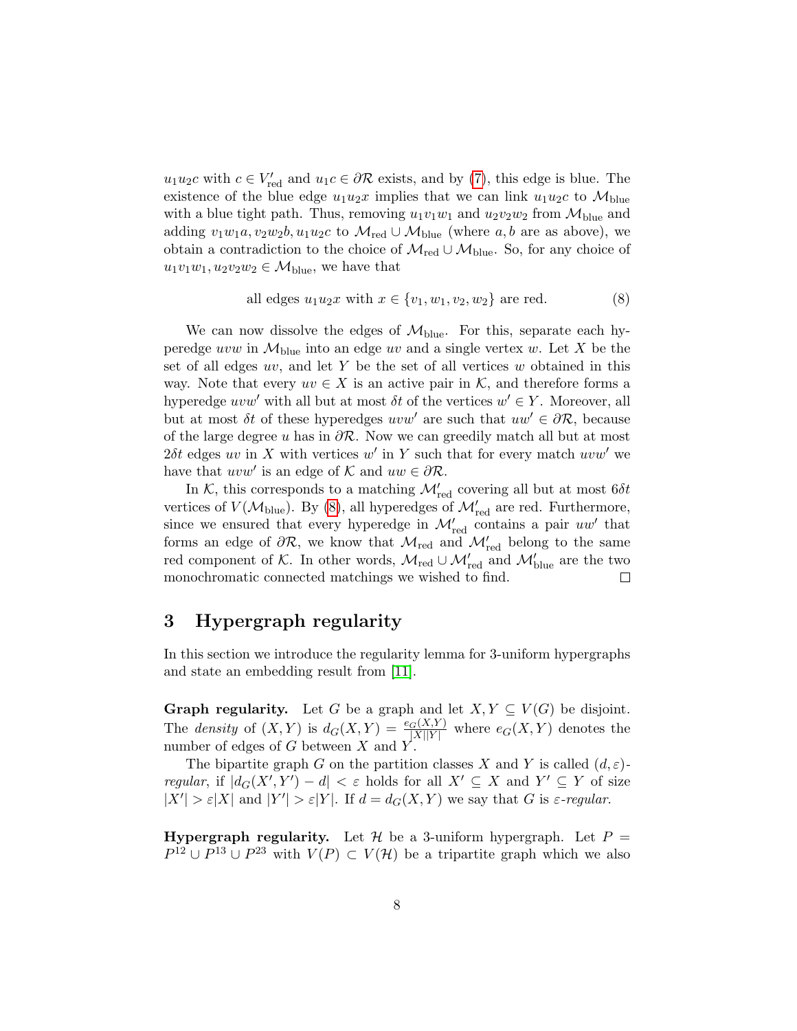$u_1u_2c$ with $c \in V'_{\text{red}}$ and $u_1c \in \partial\mathcal{R}$ exists, and by (7), this edge is blue. The existence of the blue edge $u_1u_2x$ implies that we can link $u_1u_2c$ to $\mathcal{M}_{\text{blue}}$ with a blue tight path. Thus, removing $u_1v_1w_1$ and $u_2v_2w_2$ from $\mathcal{M}_{\text{blue}}$ and adding $v_1w_1a, v_2w_2b, u_1u_2c$ to $\mathcal{M}_{\text{red}} \cup \mathcal{M}_{\text{blue}}$ (where $a, b$ are as above), we obtain a contradiction to the choice of $\mathcal{M}_{\text{red}} \cup \mathcal{M}_{\text{blue}}$. So, for any choice of $u_1v_1w_1, u_2v_2w_2 \in \mathcal{M}_{\text{blue}}$, we have that

$$\text{all edges } u_1u_2x \text{ with } x \in \{v_1, w_1, v_2, w_2\} \text{ are red.} \tag{8}$$

We can now dissolve the edges of $\mathcal{M}_{\text{blue}}$. For this, separate each hyperedge $uvw$ in $\mathcal{M}_{\text{blue}}$ into an edge $uv$ and a single vertex $w$. Let $X$ be the set of all edges $uv$, and let $Y$ be the set of all vertices $w$ obtained in this way. Note that every $uv \in X$ is an active pair in $\mathcal{K}$, and therefore forms a hyperedge $uvw'$ with all but at most $\delta t$ of the vertices $w' \in Y$. Moreover, all but at most $\delta t$ of these hyperedges $uvw'$ are such that $uw' \in \partial\mathcal{R}$, because of the large degree $u$ has in $\partial\mathcal{R}$. Now we can greedily match all but at most $2\delta t$ edges $uv$ in $X$ with vertices $w'$ in $Y$ such that for every match $uvw'$ we have that $uvw'$ is an edge of $\mathcal{K}$ and $uw \in \partial\mathcal{R}$.

In $\mathcal{K}$, this corresponds to a matching $\mathcal{M}'_{\text{red}}$ covering all but at most $6\delta t$ vertices of $V(\mathcal{M}_{\text{blue}})$. By (8), all hyperedges of $\mathcal{M}'_{\text{red}}$ are red. Furthermore, since we ensured that every hyperedge in $\mathcal{M}'_{\text{red}}$ contains a pair $uw'$ that forms an edge of $\partial\mathcal{R}$, we know that $\mathcal{M}_{\text{red}}$ and $\mathcal{M}'_{\text{red}}$ belong to the same red component of $\mathcal{K}$. In other words, $\mathcal{M}_{\text{red}} \cup \mathcal{M}'_{\text{red}}$ and $\mathcal{M}'_{\text{blue}}$ are the two monochromatic connected matchings we wished to find. □

# 3 Hypergraph regularity

In this section we introduce the regularity lemma for 3-uniform hypergraphs and state an embedding result from [11].

**Graph regularity.** Let $G$ be a graph and let $X, Y \subseteq V(G)$ be disjoint. The *density* of $(X, Y)$ is $d_G(X, Y) = \frac{e_G(X,Y)}{|X||Y|}$ where $e_G(X, Y)$ denotes the number of edges of $G$ between $X$ and $Y$.

The bipartite graph $G$ on the partition classes $X$ and $Y$ is called $(d, \varepsilon)$-*regular*, if $|d_G(X', Y') - d| < \varepsilon$ holds for all $X' \subseteq X$ and $Y' \subseteq Y$ of size $|X'| > \varepsilon|X|$ and $|Y'| > \varepsilon|Y|$. If $d = d_G(X, Y)$ we say that $G$ is $\varepsilon$-*regular*.

**Hypergraph regularity.** Let $\mathcal{H}$ be a 3-uniform hypergraph. Let $P = P^{12} \cup P^{13} \cup P^{23}$ with $V(P) \subset V(\mathcal{H})$ be a tripartite graph which we also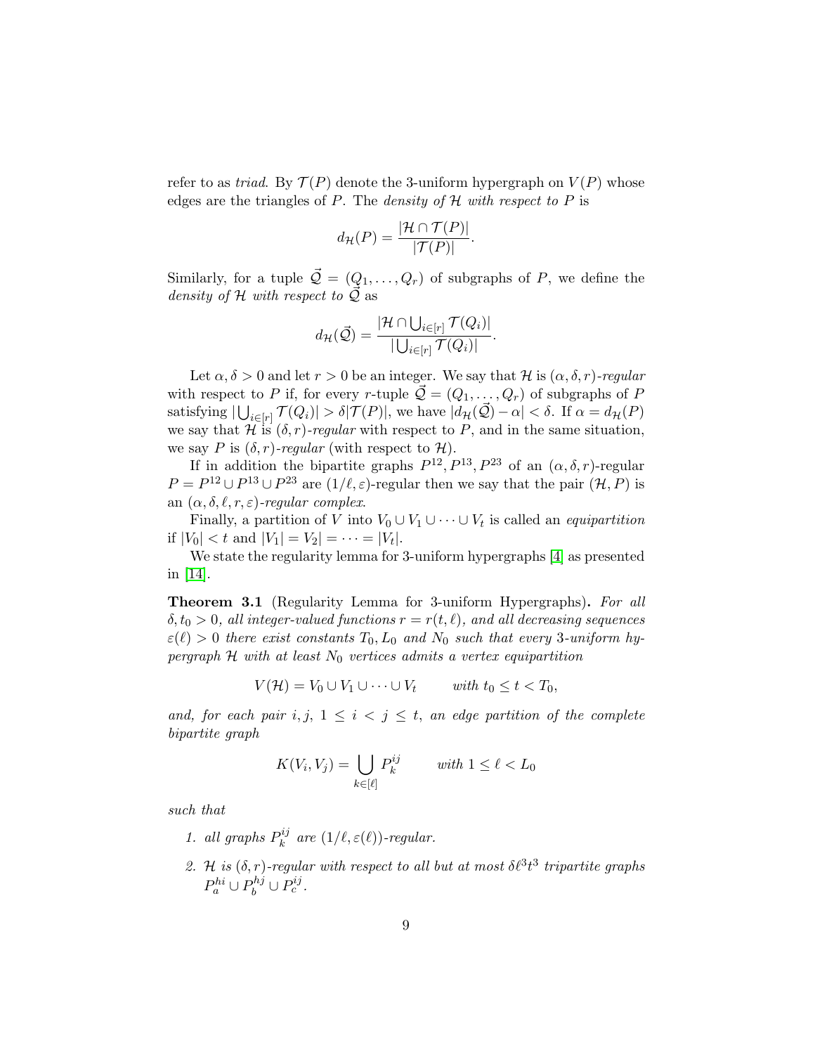refer to as *triad*. By $\mathcal{T}(P)$ denote the 3-uniform hypergraph on $V(P)$ whose edges are the triangles of $P$. The *density of* $\mathcal{H}$ *with respect to* $P$ is

$$d_{\mathcal{H}}(P) = \frac{|\mathcal{H} \cap \mathcal{T}(P)|}{|\mathcal{T}(P)|}.$$

Similarly, for a tuple $\vec{\mathcal{Q}} = (Q_1, \dots, Q_r)$ of subgraphs of $P$, we define the *density of* $\mathcal{H}$ *with respect to* $\vec{\mathcal{Q}}$ as

$$d_{\mathcal{H}}(\vec{\mathcal{Q}}) = \frac{|\mathcal{H} \cap \bigcup_{i\in[r]} \mathcal{T}(Q_i)|}{|\bigcup_{i\in[r]} \mathcal{T}(Q_i)|}.$$

Let $\alpha, \delta > 0$ and let $r > 0$ be an integer. We say that $\mathcal{H}$ is $(\alpha, \delta, r)$*-regular* with respect to $P$ if, for every $r$-tuple $\vec{\mathcal{Q}} = (Q_1, \dots, Q_r)$ of subgraphs of $P$ satisfying $|\bigcup_{i\in[r]} \mathcal{T}(Q_i)| > \delta|\mathcal{T}(P)|$, we have $|d_{\mathcal{H}}(\vec{\mathcal{Q}}) - \alpha| < \delta$. If $\alpha = d_{\mathcal{H}}(P)$ we say that $\mathcal{H}$ is $(\delta, r)$*-regular* with respect to $P$, and in the same situation, we say $P$ is $(\delta, r)$*-regular* (with respect to $\mathcal{H}$).

If in addition the bipartite graphs $P^{12}, P^{13}, P^{23}$ of an $(\alpha, \delta, r)$-regular $P = P^{12} \cup P^{13} \cup P^{23}$ are $(1/\ell, \varepsilon)$-regular then we say that the pair $(\mathcal{H}, P)$ is an $(\alpha, \delta, \ell, r, \varepsilon)$*-regular complex*.

Finally, a partition of $V$ into $V_0 \cup V_1 \cup \dots \cup V_t$ is called an *equipartition* if $|V_0| < t$ and $|V_1| = V_2| = \dots = |V_t|$.

We state the regularity lemma for 3-uniform hypergraphs [4] as presented in [14].

**Theorem 3.1** (Regularity Lemma for 3-uniform Hypergraphs)**.** *For all* $\delta, t_0 > 0$*, all integer-valued functions* $r = r(t, \ell)$*, and all decreasing sequences* $\varepsilon(\ell) > 0$ *there exist constants* $T_0, L_0$ *and* $N_0$ *such that every* 3*-uniform hypergraph* $\mathcal{H}$ *with at least* $N_0$ *vertices admits a vertex equipartition*

$$V(\mathcal{H}) = V_0 \cup V_1 \cup \dots \cup V_t \qquad \text{with } t_0 \le t < T_0,$$

*and, for each pair* $i, j$*,* $1 \le i < j \le t$*, an edge partition of the complete bipartite graph*

$$K(V_i, V_j) = \bigcup_{k\in[\ell]} P_k^{ij} \qquad \text{with } 1 \le \ell < L_0$$

*such that*

1. *all graphs* $P_k^{ij}$ *are* $(1/\ell, \varepsilon(\ell))$*-regular.*
2. $\mathcal{H}$ *is* $(\delta, r)$*-regular with respect to all but at most* $\delta\ell^3 t^3$ *tripartite graphs* $P_a^{hi} \cup P_b^{hj} \cup P_c^{ij}$*.*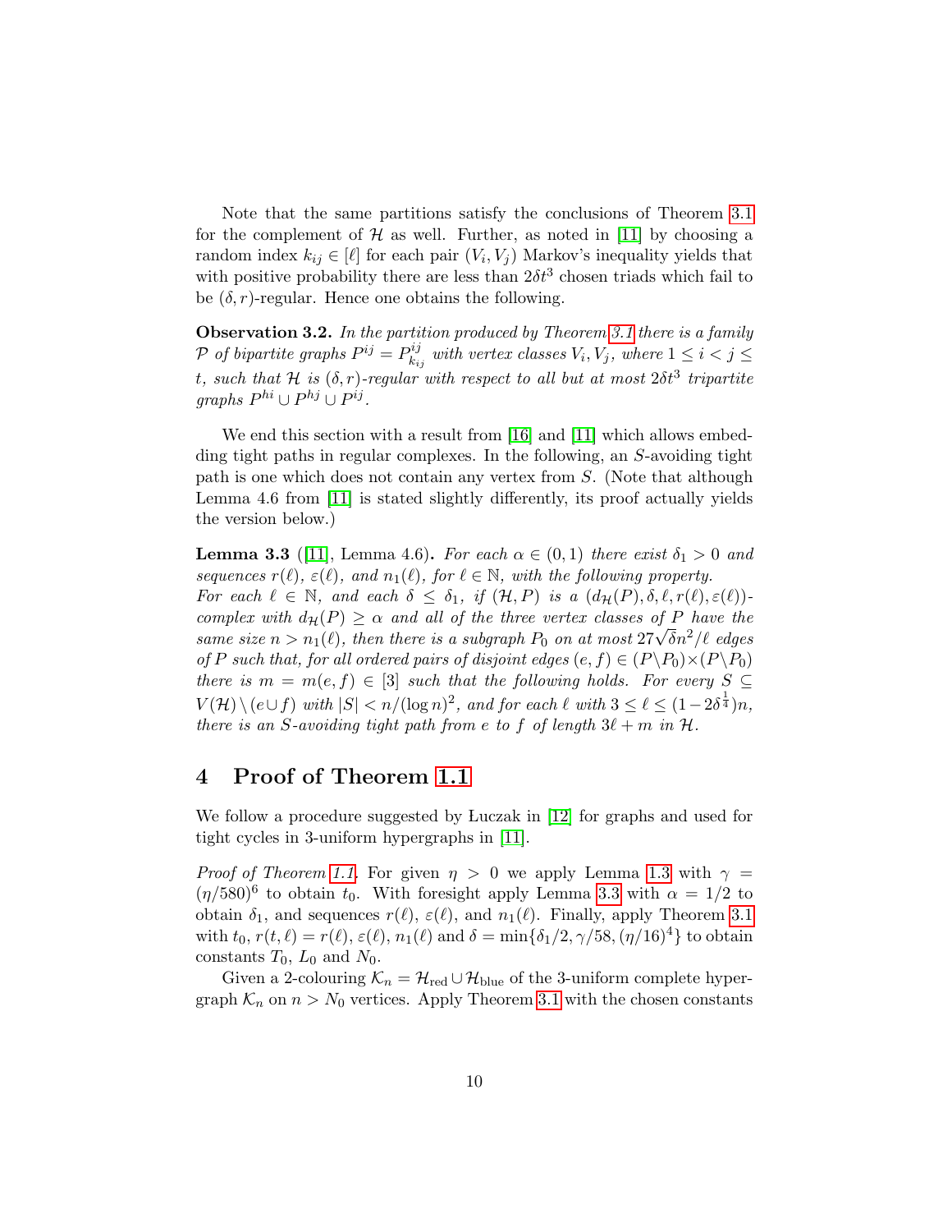Note that the same partitions satisfy the conclusions of Theorem 3.1 for the complement of $\mathcal{H}$ as well. Further, as noted in [11] by choosing a random index $k_{ij} \in [\ell]$ for each pair $(V_i, V_j)$ Markov's inequality yields that with positive probability there are less than $2\delta t^3$ chosen triads which fail to be $(\delta, r)$-regular. Hence one obtains the following.

**Observation 3.2.** *In the partition produced by Theorem 3.1 there is a family $\mathcal{P}$ of bipartite graphs $P^{ij} = P^{ij}_{k_{ij}}$ with vertex classes $V_i, V_j$, where $1 \leq i < j \leq t$, such that $\mathcal{H}$ is $(\delta, r)$-regular with respect to all but at most $2\delta t^3$ tripartite graphs $P^{hi} \cup P^{hj} \cup P^{ij}$.*

We end this section with a result from [16] and [11] which allows embedding tight paths in regular complexes. In the following, an $S$-avoiding tight path is one which does not contain any vertex from $S$. (Note that although Lemma 4.6 from [11] is stated slightly differently, its proof actually yields the version below.)

**Lemma 3.3** ([11], Lemma 4.6)**.** *For each $\alpha \in (0, 1)$ there exist $\delta_1 > 0$ and sequences $r(\ell)$, $\varepsilon(\ell)$, and $n_1(\ell)$, for $\ell \in \mathbb{N}$, with the following property. For each $\ell \in \mathbb{N}$, and each $\delta \leq \delta_1$, if $(\mathcal{H}, P)$ is a $(d_{\mathcal{H}}(P), \delta, \ell, r(\ell), \varepsilon(\ell))$-complex with $d_{\mathcal{H}}(P) \geq \alpha$ and all of the three vertex classes of $P$ have the same size $n > n_1(\ell)$, then there is a subgraph $P_0$ on at most $27\sqrt{\delta}n^2/\ell$ edges of $P$ such that, for all ordered pairs of disjoint edges $(e, f) \in (P \setminus P_0) \times (P \setminus P_0)$ there is $m = m(e, f) \in [3]$ such that the following holds. For every $S \subseteq V(\mathcal{H}) \setminus (e \cup f)$ with $|S| < n/(\log n)^2$, and for each $\ell$ with $3 \leq \ell \leq (1 - 2\delta^{\frac{1}{4}})n$, there is an $S$-avoiding tight path from $e$ to $f$ of length $3\ell + m$ in $\mathcal{H}$.*

# 4 Proof of Theorem 1.1

We follow a procedure suggested by Łuczak in [12] for graphs and used for tight cycles in 3-uniform hypergraphs in [11].

*Proof of Theorem 1.1.* For given $\eta > 0$ we apply Lemma 1.3 with $\gamma = (\eta/580)^6$ to obtain $t_0$. With foresight apply Lemma 3.3 with $\alpha = 1/2$ to obtain $\delta_1$, and sequences $r(\ell)$, $\varepsilon(\ell)$, and $n_1(\ell)$. Finally, apply Theorem 3.1 with $t_0$, $r(t, \ell) = r(\ell)$, $\varepsilon(\ell)$, $n_1(\ell)$ and $\delta = \min\{\delta_1/2, \gamma/58, (\eta/16)^4\}$ to obtain constants $T_0$, $L_0$ and $N_0$.

Given a 2-colouring $\mathcal{K}_n = \mathcal{H}_{\text{red}} \cup \mathcal{H}_{\text{blue}}$ of the 3-uniform complete hypergraph $\mathcal{K}_n$ on $n > N_0$ vertices. Apply Theorem 3.1 with the chosen constants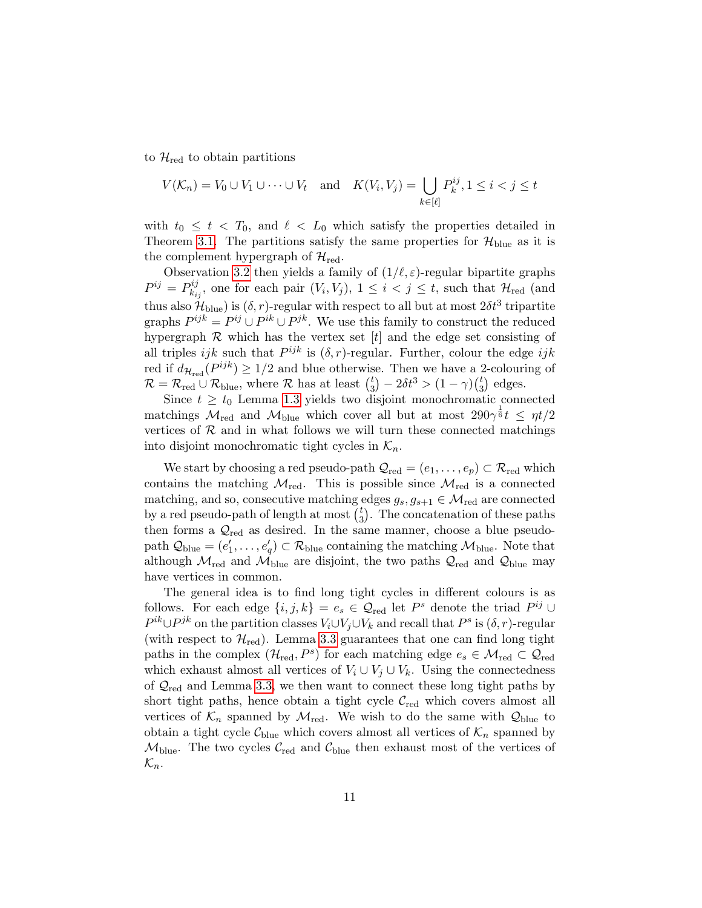to $\mathcal{H}_{\text{red}}$ to obtain partitions

$$V(\mathcal{K}_n) = V_0 \cup V_1 \cup \dots \cup V_t \quad \text{and} \quad K(V_i, V_j) = \bigcup_{k \in [\ell]} P_k^{ij}, 1 \le i < j \le t$$

with $t_0 \le t < T_0$, and $\ell < L_0$ which satisfy the properties detailed in Theorem 3.1. The partitions satisfy the same properties for $\mathcal{H}_{\text{blue}}$ as it is the complement hypergraph of $\mathcal{H}_{\text{red}}$.

Observation 3.2 then yields a family of $(1/\ell, \varepsilon)$-regular bipartite graphs $P^{ij} = P^{ij}_{k_{ij}}$, one for each pair $(V_i, V_j)$, $1 \le i < j \le t$, such that $\mathcal{H}_{\text{red}}$ (and thus also $\mathcal{H}_{\text{blue}}$) is $(\delta, r)$-regular with respect to all but at most $2\delta t^3$ tripartite graphs $P^{ijk} = P^{ij} \cup P^{ik} \cup P^{jk}$. We use this family to construct the reduced hypergraph $\mathcal{R}$ which has the vertex set $[t]$ and the edge set consisting of all triples $ijk$ such that $P^{ijk}$ is $(\delta, r)$-regular. Further, colour the edge $ijk$ red if $d_{\mathcal{H}_{\text{red}}}(P^{ijk}) \ge 1/2$ and blue otherwise. Then we have a 2-colouring of $\mathcal{R} = \mathcal{R}_{\text{red}} \cup \mathcal{R}_{\text{blue}}$, where $\mathcal{R}$ has at least $\binom{t}{3} - 2\delta t^3 > (1-\gamma)\binom{t}{3}$ edges.

Since $t \ge t_0$ Lemma 1.3 yields two disjoint monochromatic connected matchings $\mathcal{M}_{\text{red}}$ and $\mathcal{M}_{\text{blue}}$ which cover all but at most $290\gamma^{\frac{1}{6}} t \le \eta t/2$ vertices of $\mathcal{R}$ and in what follows we will turn these connected matchings into disjoint monochromatic tight cycles in $\mathcal{K}_n$.

We start by choosing a red pseudo-path $\mathcal{Q}_{\text{red}} = (e_1, \dots, e_p) \subset \mathcal{R}_{\text{red}}$ which contains the matching $\mathcal{M}_{\text{red}}$. This is possible since $\mathcal{M}_{\text{red}}$ is a connected matching, and so, consecutive matching edges $g_s, g_{s+1} \in \mathcal{M}_{\text{red}}$ are connected by a red pseudo-path of length at most $\binom{t}{3}$. The concatenation of these paths then forms a $\mathcal{Q}_{\text{red}}$ as desired. In the same manner, choose a blue pseudo-path $\mathcal{Q}_{\text{blue}} = (e'_1, \dots, e'_q) \subset \mathcal{R}_{\text{blue}}$ containing the matching $\mathcal{M}_{\text{blue}}$. Note that although $\mathcal{M}_{\text{red}}$ and $\mathcal{M}_{\text{blue}}$ are disjoint, the two paths $\mathcal{Q}_{\text{red}}$ and $\mathcal{Q}_{\text{blue}}$ may have vertices in common.

The general idea is to find long tight cycles in different colours is as follows. For each edge $\{i, j, k\} = e_s \in \mathcal{Q}_{\text{red}}$ let $P^s$ denote the triad $P^{ij} \cup P^{ik} \cup P^{jk}$ on the partition classes $V_i \cup V_j \cup V_k$ and recall that $P^s$ is $(\delta, r)$-regular (with respect to $\mathcal{H}_{\text{red}}$). Lemma 3.3 guarantees that one can find long tight paths in the complex $(\mathcal{H}_{\text{red}}, P^s)$ for each matching edge $e_s \in \mathcal{M}_{\text{red}} \subset \mathcal{Q}_{\text{red}}$ which exhaust almost all vertices of $V_i \cup V_j \cup V_k$. Using the connectedness of $\mathcal{Q}_{\text{red}}$ and Lemma 3.3, we then want to connect these long tight paths by short tight paths, hence obtain a tight cycle $\mathcal{C}_{\text{red}}$ which covers almost all vertices of $\mathcal{K}_n$ spanned by $\mathcal{M}_{\text{red}}$. We wish to do the same with $\mathcal{Q}_{\text{blue}}$ to obtain a tight cycle $\mathcal{C}_{\text{blue}}$ which covers almost all vertices of $\mathcal{K}_n$ spanned by $\mathcal{M}_{\text{blue}}$. The two cycles $\mathcal{C}_{\text{red}}$ and $\mathcal{C}_{\text{blue}}$ then exhaust most of the vertices of $\mathcal{K}_n$.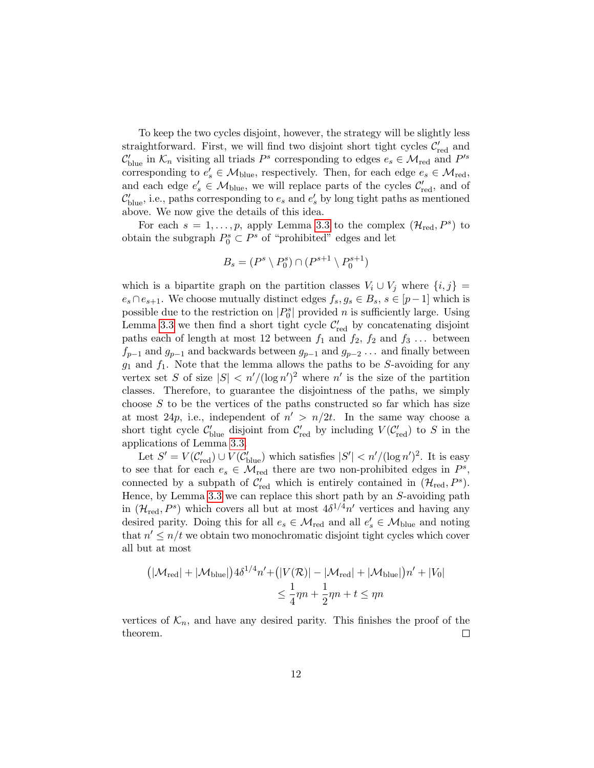To keep the two cycles disjoint, however, the strategy will be slightly less straightforward. First, we will find two disjoint short tight cycles $\mathcal{C}'_{\mathrm{red}}$ and $\mathcal{C}'_{\mathrm{blue}}$ in $\mathcal{K}_n$ visiting all triads $P^s$ corresponding to edges $e_s \in \mathcal{M}_{\mathrm{red}}$ and $P'^s$ corresponding to $e'_s \in \mathcal{M}_{\mathrm{blue}}$, respectively. Then, for each edge $e_s \in \mathcal{M}_{\mathrm{red}}$, and each edge $e'_s \in \mathcal{M}_{\mathrm{blue}}$, we will replace parts of the cycles $\mathcal{C}'_{\mathrm{red}}$, and of $\mathcal{C}'_{\mathrm{blue}}$, i.e., paths corresponding to $e_s$ and $e'_s$ by long tight paths as mentioned above. We now give the details of this idea.

For each $s = 1, \dots, p$, apply Lemma 3.3 to the complex $(\mathcal{H}_{\mathrm{red}}, P^s)$ to obtain the subgraph $P^s_0 \subset P^s$ of "prohibited" edges and let

$$B_s = (P^s \setminus P^s_0) \cap (P^{s+1} \setminus P^{s+1}_0)$$

which is a bipartite graph on the partition classes $V_i \cup V_j$ where $\{i, j\} = e_s \cap e_{s+1}$. We choose mutually distinct edges $f_s, g_s \in B_s$, $s \in [p-1]$ which is possible due to the restriction on $|P^s_0|$ provided $n$ is sufficiently large. Using Lemma 3.3 we then find a short tight cycle $\mathcal{C}'_{\mathrm{red}}$ by concatenating disjoint paths each of length at most 12 between $f_1$ and $f_2$, $f_2$ and $f_3$ $\dots$ between $f_{p-1}$ and $g_{p-1}$ and backwards between $g_{p-1}$ and $g_{p-2}$ $\dots$ and finally between $g_1$ and $f_1$. Note that the lemma allows the paths to be $S$-avoiding for any vertex set $S$ of size $|S| < n'/(\log n')^2$ where $n'$ is the size of the partition classes. Therefore, to guarantee the disjointness of the paths, we simply choose $S$ to be the vertices of the paths constructed so far which has size at most $24p$, i.e., independent of $n' > n/2t$. In the same way choose a short tight cycle $\mathcal{C}'_{\mathrm{blue}}$ disjoint from $\mathcal{C}'_{\mathrm{red}}$ by including $V(\mathcal{C}'_{\mathrm{red}})$ to $S$ in the applications of Lemma 3.3.

Let $S' = V(\mathcal{C}'_{\mathrm{red}}) \cup V(\mathcal{C}'_{\mathrm{blue}})$ which satisfies $|S'| < n'/(\log n')^2$. It is easy to see that for each $e_s \in \mathcal{M}_{\mathrm{red}}$ there are two non-prohibited edges in $P^s$, connected by a subpath of $\mathcal{C}'_{\mathrm{red}}$ which is entirely contained in $(\mathcal{H}_{\mathrm{red}}, P^s)$. Hence, by Lemma 3.3 we can replace this short path by an $S$-avoiding path in $(\mathcal{H}_{\mathrm{red}}, P^s)$ which covers all but at most $4\delta^{1/4}n'$ vertices and having any desired parity. Doing this for all $e_s \in \mathcal{M}_{\mathrm{red}}$ and all $e'_s \in \mathcal{M}_{\mathrm{blue}}$ and noting that $n' \leq n/t$ we obtain two monochromatic disjoint tight cycles which cover all but at most

$$\begin{aligned}\big(|\mathcal{M}_{\mathrm{red}}| + |\mathcal{M}_{\mathrm{blue}}|\big)4\delta^{1/4}n' + \big(|V(\mathcal{R})| - |\mathcal{M}_{\mathrm{red}}| + |\mathcal{M}_{\mathrm{blue}}|\big)n' + |V_0| \\ \leq \frac{1}{4}\eta n + \frac{1}{2}\eta n + t \leq \eta n\end{aligned}$$

vertices of $\mathcal{K}_n$, and have any desired parity. This finishes the proof of the theorem. □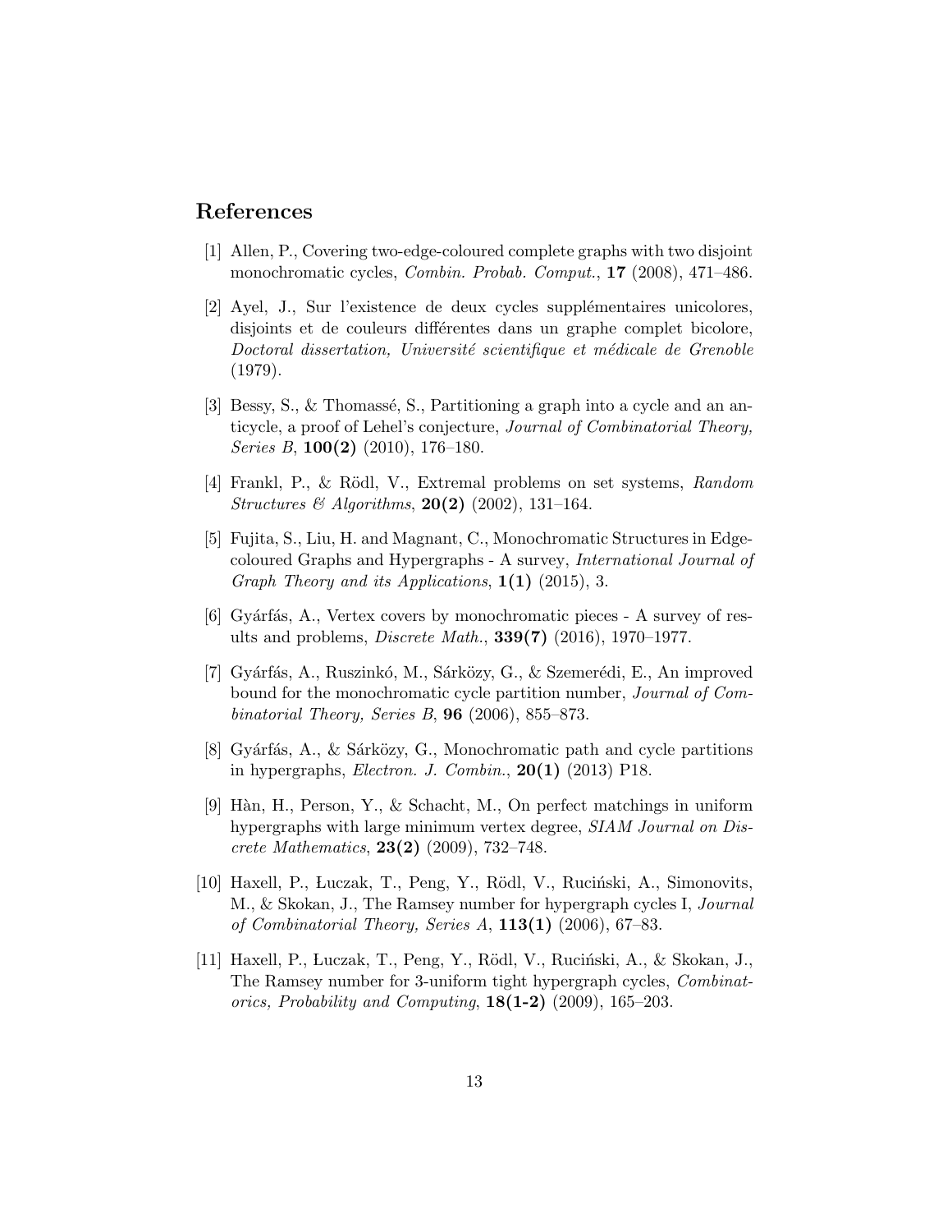## References

[1] Allen, P., Covering two-edge-coloured complete graphs with two disjoint monochromatic cycles, *Combin. Probab. Comput.*, **17** (2008), 471–486.

[2] Ayel, J., Sur l'existence de deux cycles supplémentaires unicolores, disjoints et de couleurs différentes dans un graphe complet bicolore, *Doctoral dissertation, Université scientifique et médicale de Grenoble* (1979).

[3] Bessy, S., & Thomassé, S., Partitioning a graph into a cycle and an anticycle, a proof of Lehel's conjecture, *Journal of Combinatorial Theory, Series B*, **100(2)** (2010), 176–180.

[4] Frankl, P., & Rödl, V., Extremal problems on set systems, *Random Structures & Algorithms*, **20(2)** (2002), 131–164.

[5] Fujita, S., Liu, H. and Magnant, C., Monochromatic Structures in Edge-coloured Graphs and Hypergraphs - A survey, *International Journal of Graph Theory and its Applications*, **1(1)** (2015), 3.

[6] Gyárfás, A., Vertex covers by monochromatic pieces - A survey of results and problems, *Discrete Math.*, **339(7)** (2016), 1970–1977.

[7] Gyárfás, A., Ruszinkó, M., Sárközy, G., & Szemerédi, E., An improved bound for the monochromatic cycle partition number, *Journal of Combinatorial Theory, Series B*, **96** (2006), 855–873.

[8] Gyárfás, A., & Sárközy, G., Monochromatic path and cycle partitions in hypergraphs, *Electron. J. Combin.*, **20(1)** (2013) P18.

[9] Hàn, H., Person, Y., & Schacht, M., On perfect matchings in uniform hypergraphs with large minimum vertex degree, *SIAM Journal on Discrete Mathematics*, **23(2)** (2009), 732–748.

[10] Haxell, P., Łuczak, T., Peng, Y., Rödl, V., Ruciński, A., Simonovits, M., & Skokan, J., The Ramsey number for hypergraph cycles I, *Journal of Combinatorial Theory, Series A*, **113(1)** (2006), 67–83.

[11] Haxell, P., Łuczak, T., Peng, Y., Rödl, V., Ruciński, A., & Skokan, J., The Ramsey number for 3-uniform tight hypergraph cycles, *Combinatorics, Probability and Computing*, **18(1-2)** (2009), 165–203.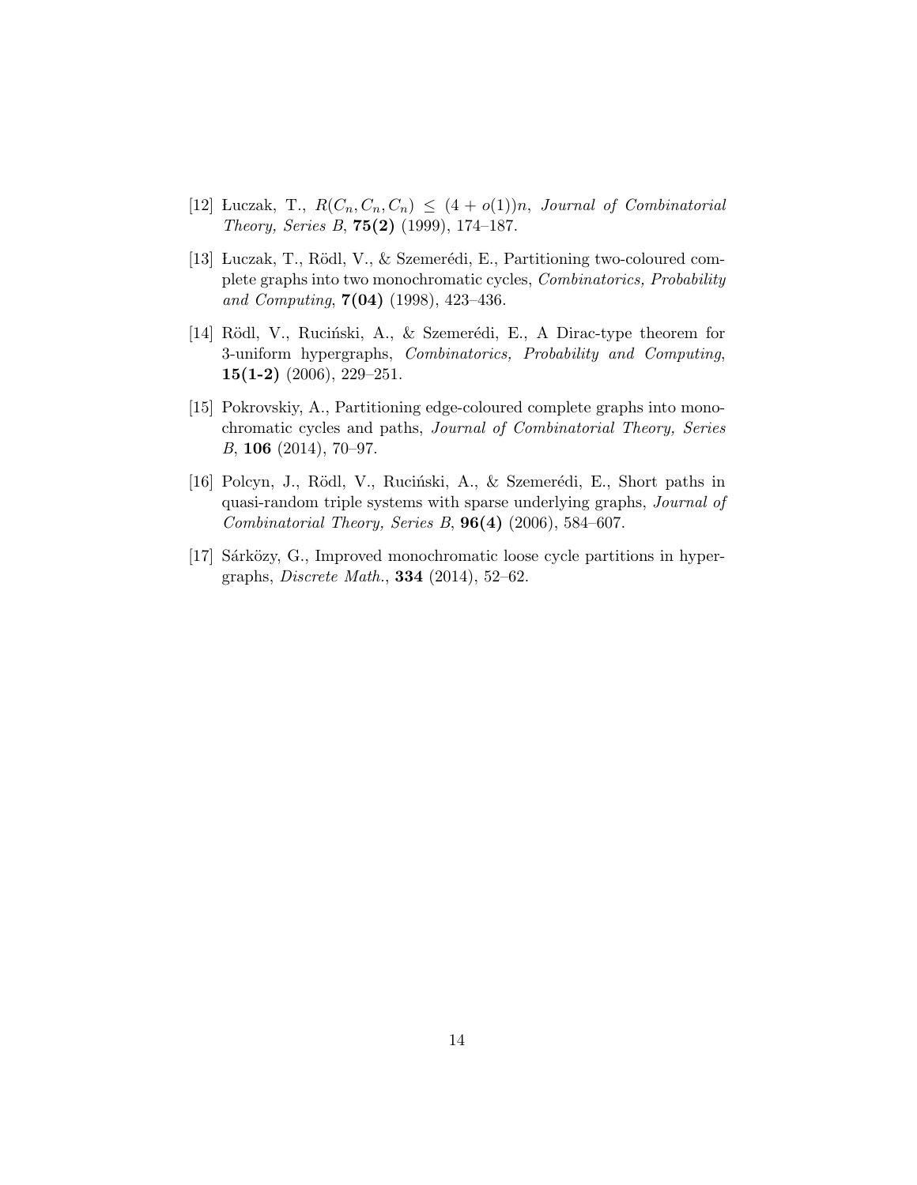[12] Łuczak, T., $R(C_n, C_n, C_n) \leq (4 + o(1))n$, *Journal of Combinatorial Theory, Series B*, **75(2)** (1999), 174–187.

[13] Łuczak, T., Rödl, V., & Szemerédi, E., Partitioning two-coloured complete graphs into two monochromatic cycles, *Combinatorics, Probability and Computing*, **7(04)** (1998), 423–436.

[14] Rödl, V., Ruciński, A., & Szemerédi, E., A Dirac-type theorem for 3-uniform hypergraphs, *Combinatorics, Probability and Computing*, **15(1-2)** (2006), 229–251.

[15] Pokrovskiy, A., Partitioning edge-coloured complete graphs into monochromatic cycles and paths, *Journal of Combinatorial Theory, Series B*, **106** (2014), 70–97.

[16] Polcyn, J., Rödl, V., Ruciński, A., & Szemerédi, E., Short paths in quasi-random triple systems with sparse underlying graphs, *Journal of Combinatorial Theory, Series B*, **96(4)** (2006), 584–607.

[17] Sárközy, G., Improved monochromatic loose cycle partitions in hypergraphs, *Discrete Math.*, **334** (2014), 52–62.